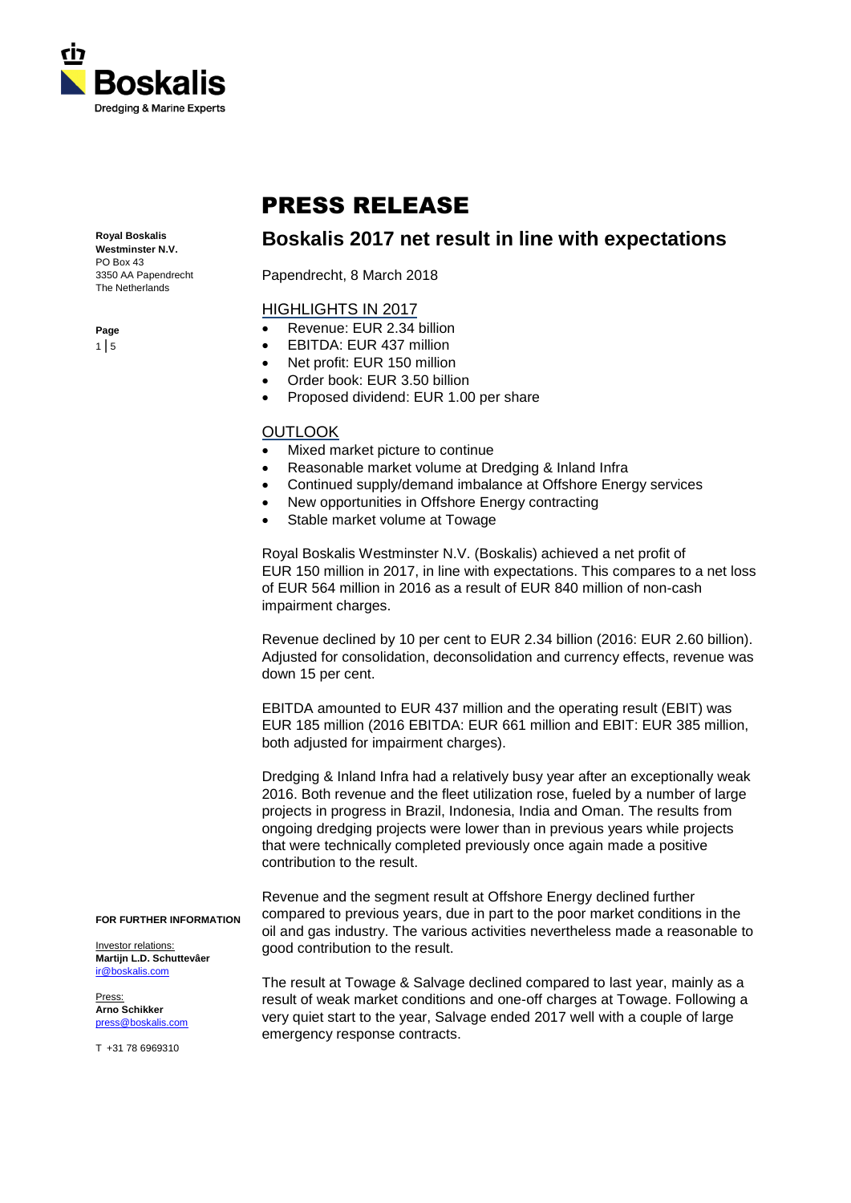**Royal Boskalis Westminster N.V.**
PO Box 43
3350 AA Papendrecht
The Netherlands

# PRESS RELEASE

## Boskalis 2017 net result in line with expectations

Papendrecht, 8 March 2018

### HIGHLIGHTS IN 2017

- Revenue: EUR 2.34 billion
- EBITDA: EUR 437 million
- Net profit: EUR 150 million
- Order book: EUR 3.50 billion
- Proposed dividend: EUR 1.00 per share

### OUTLOOK

- Mixed market picture to continue
- Reasonable market volume at Dredging & Inland Infra
- Continued supply/demand imbalance at Offshore Energy services
- New opportunities in Offshore Energy contracting
- Stable market volume at Towage

Royal Boskalis Westminster N.V. (Boskalis) achieved a net profit of EUR 150 million in 2017, in line with expectations. This compares to a net loss of EUR 564 million in 2016 as a result of EUR 840 million of non-cash impairment charges.

Revenue declined by 10 per cent to EUR 2.34 billion (2016: EUR 2.60 billion). Adjusted for consolidation, deconsolidation and currency effects, revenue was down 15 per cent.

EBITDA amounted to EUR 437 million and the operating result (EBIT) was EUR 185 million (2016 EBITDA: EUR 661 million and EBIT: EUR 385 million, both adjusted for impairment charges).

Dredging & Inland Infra had a relatively busy year after an exceptionally weak 2016. Both revenue and the fleet utilization rose, fueled by a number of large projects in progress in Brazil, Indonesia, India and Oman. The results from ongoing dredging projects were lower than in previous years while projects that were technically completed previously once again made a positive contribution to the result.

Revenue and the segment result at Offshore Energy declined further compared to previous years, due in part to the poor market conditions in the oil and gas industry. The various activities nevertheless made a reasonable to good contribution to the result.

The result at Towage & Salvage declined compared to last year, mainly as a result of weak market conditions and one-off charges at Towage. Following a very quiet start to the year, Salvage ended 2017 well with a couple of large emergency response contracts.

**FOR FURTHER INFORMATION**

Investor relations:
**Martijn L.D. Schuttevâer**
ir@boskalis.com

Press:
**Arno Schikker**
press@boskalis.com

T +31 78 6969310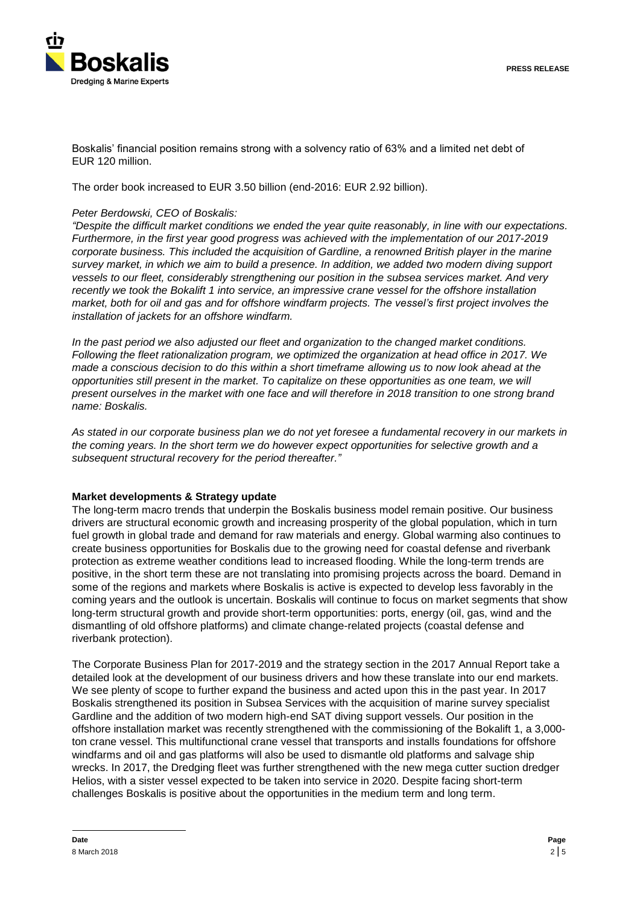Boskalis' financial position remains strong with a solvency ratio of 63% and a limited net debt of EUR 120 million.

The order book increased to EUR 3.50 billion (end-2016: EUR 2.92 billion).

*Peter Berdowski, CEO of Boskalis:*

*"Despite the difficult market conditions we ended the year quite reasonably, in line with our expectations. Furthermore, in the first year good progress was achieved with the implementation of our 2017-2019 corporate business. This included the acquisition of Gardline, a renowned British player in the marine survey market, in which we aim to build a presence. In addition, we added two modern diving support vessels to our fleet, considerably strengthening our position in the subsea services market. And very recently we took the Bokalift 1 into service, an impressive crane vessel for the offshore installation market, both for oil and gas and for offshore windfarm projects. The vessel's first project involves the installation of jackets for an offshore windfarm.*

*In the past period we also adjusted our fleet and organization to the changed market conditions. Following the fleet rationalization program, we optimized the organization at head office in 2017. We made a conscious decision to do this within a short timeframe allowing us to now look ahead at the opportunities still present in the market. To capitalize on these opportunities as one team, we will present ourselves in the market with one face and will therefore in 2018 transition to one strong brand name: Boskalis.*

*As stated in our corporate business plan we do not yet foresee a fundamental recovery in our markets in the coming years. In the short term we do however expect opportunities for selective growth and a subsequent structural recovery for the period thereafter."*

**Market developments & Strategy update**

The long-term macro trends that underpin the Boskalis business model remain positive. Our business drivers are structural economic growth and increasing prosperity of the global population, which in turn fuel growth in global trade and demand for raw materials and energy. Global warming also continues to create business opportunities for Boskalis due to the growing need for coastal defense and riverbank protection as extreme weather conditions lead to increased flooding. While the long-term trends are positive, in the short term these are not translating into promising projects across the board. Demand in some of the regions and markets where Boskalis is active is expected to develop less favorably in the coming years and the outlook is uncertain. Boskalis will continue to focus on market segments that show long-term structural growth and provide short-term opportunities: ports, energy (oil, gas, wind and the dismantling of old offshore platforms) and climate change-related projects (coastal defense and riverbank protection).

The Corporate Business Plan for 2017-2019 and the strategy section in the 2017 Annual Report take a detailed look at the development of our business drivers and how these translate into our end markets. We see plenty of scope to further expand the business and acted upon this in the past year. In 2017 Boskalis strengthened its position in Subsea Services with the acquisition of marine survey specialist Gardline and the addition of two modern high-end SAT diving support vessels. Our position in the offshore installation market was recently strengthened with the commissioning of the Bokalift 1, a 3,000-ton crane vessel. This multifunctional crane vessel that transports and installs foundations for offshore windfarms and oil and gas platforms will also be used to dismantle old platforms and salvage ship wrecks. In 2017, the Dredging fleet was further strengthened with the new mega cutter suction dredger Helios, with a sister vessel expected to be taken into service in 2020. Despite facing short-term challenges Boskalis is positive about the opportunities in the medium term and long term.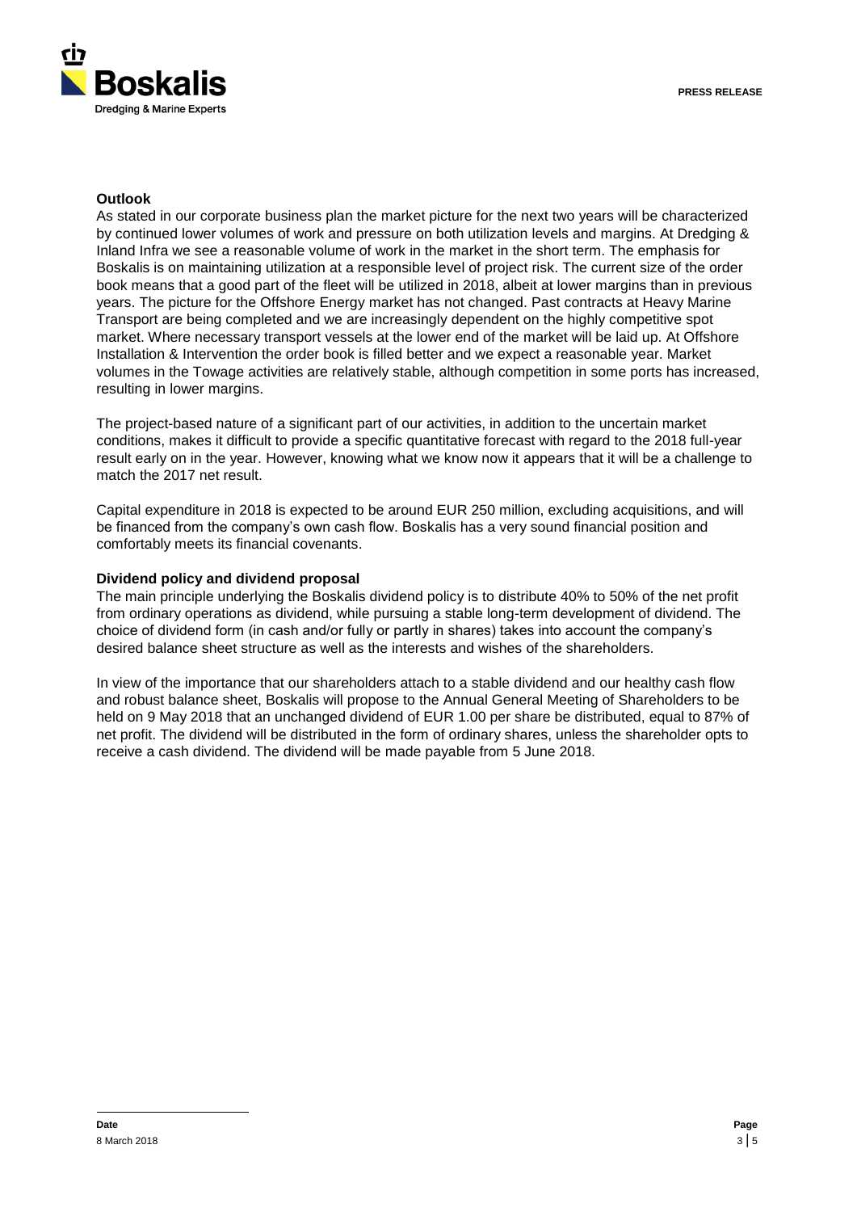### Outlook

As stated in our corporate business plan the market picture for the next two years will be characterized by continued lower volumes of work and pressure on both utilization levels and margins. At Dredging & Inland Infra we see a reasonable volume of work in the market in the short term. The emphasis for Boskalis is on maintaining utilization at a responsible level of project risk. The current size of the order book means that a good part of the fleet will be utilized in 2018, albeit at lower margins than in previous years. The picture for the Offshore Energy market has not changed. Past contracts at Heavy Marine Transport are being completed and we are increasingly dependent on the highly competitive spot market. Where necessary transport vessels at the lower end of the market will be laid up. At Offshore Installation & Intervention the order book is filled better and we expect a reasonable year. Market volumes in the Towage activities are relatively stable, although competition in some ports has increased, resulting in lower margins.

The project-based nature of a significant part of our activities, in addition to the uncertain market conditions, makes it difficult to provide a specific quantitative forecast with regard to the 2018 full-year result early on in the year. However, knowing what we know now it appears that it will be a challenge to match the 2017 net result.

Capital expenditure in 2018 is expected to be around EUR 250 million, excluding acquisitions, and will be financed from the company's own cash flow. Boskalis has a very sound financial position and comfortably meets its financial covenants.

### Dividend policy and dividend proposal

The main principle underlying the Boskalis dividend policy is to distribute 40% to 50% of the net profit from ordinary operations as dividend, while pursuing a stable long-term development of dividend. The choice of dividend form (in cash and/or fully or partly in shares) takes into account the company's desired balance sheet structure as well as the interests and wishes of the shareholders.

In view of the importance that our shareholders attach to a stable dividend and our healthy cash flow and robust balance sheet, Boskalis will propose to the Annual General Meeting of Shareholders to be held on 9 May 2018 that an unchanged dividend of EUR 1.00 per share be distributed, equal to 87% of net profit. The dividend will be distributed in the form of ordinary shares, unless the shareholder opts to receive a cash dividend. The dividend will be made payable from 5 June 2018.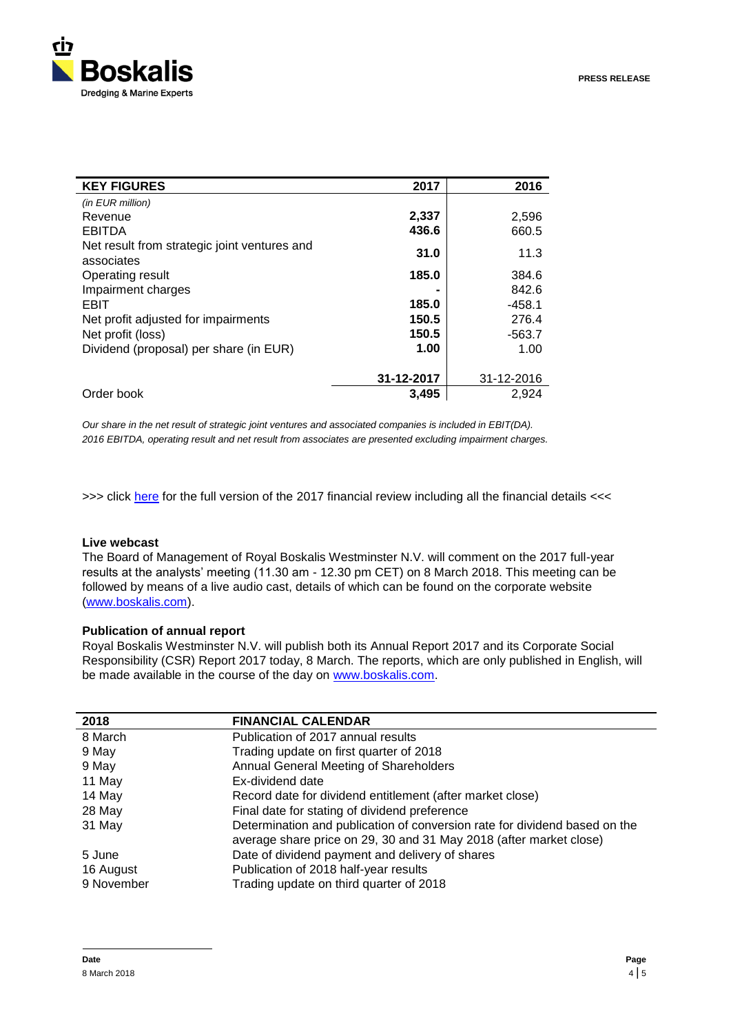| KEY FIGURES | 2017 | 2016 |
|---|---|---|
| *(in EUR million)* | | |
| Revenue | **2,337** | 2,596 |
| EBITDA | **436.6** | 660.5 |
| Net result from strategic joint ventures and associates | **31.0** | 11.3 |
| Operating result | **185.0** | 384.6 |
| Impairment charges | **-** | 842.6 |
| EBIT | **185.0** | -458.1 |
| Net profit adjusted for impairments | **150.5** | 276.4 |
| Net profit (loss) | **150.5** | -563.7 |
| Dividend (proposal) per share (in EUR) | **1.00** | 1.00 |
| | **31-12-2017** | 31-12-2016 |
| Order book | **3,495** | 2,924 |

*Our share in the net result of strategic joint ventures and associated companies is included in EBIT(DA).*
*2016 EBITDA, operating result and net result from associates are presented excluding impairment charges.*

>>> click here for the full version of the 2017 financial review including all the financial details <<<

**Live webcast**
The Board of Management of Royal Boskalis Westminster N.V. will comment on the 2017 full-year results at the analysts' meeting (11.30 am - 12.30 pm CET) on 8 March 2018. This meeting can be followed by means of a live audio cast, details of which can be found on the corporate website (www.boskalis.com).

**Publication of annual report**
Royal Boskalis Westminster N.V. will publish both its Annual Report 2017 and its Corporate Social Responsibility (CSR) Report 2017 today, 8 March. The reports, which are only published in English, will be made available in the course of the day on www.boskalis.com.

| 2018 | FINANCIAL CALENDAR |
|---|---|
| 8 March | Publication of 2017 annual results |
| 9 May | Trading update on first quarter of 2018 |
| 9 May | Annual General Meeting of Shareholders |
| 11 May | Ex-dividend date |
| 14 May | Record date for dividend entitlement (after market close) |
| 28 May | Final date for stating of dividend preference |
| 31 May | Determination and publication of conversion rate for dividend based on the average share price on 29, 30 and 31 May 2018 (after market close) |
| 5 June | Date of dividend payment and delivery of shares |
| 16 August | Publication of 2018 half-year results |
| 9 November | Trading update on third quarter of 2018 |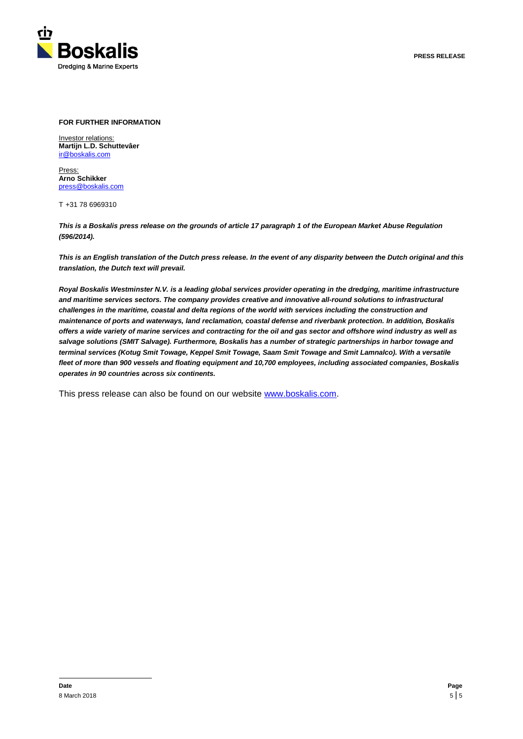**FOR FURTHER INFORMATION**

Investor relations:
**Martijn L.D. Schuttevâer**
ir@boskalis.com

Press:
**Arno Schikker**
press@boskalis.com

T +31 78 6969310

***This is a Boskalis press release on the grounds of article 17 paragraph 1 of the European Market Abuse Regulation (596/2014).***

***This is an English translation of the Dutch press release. In the event of any disparity between the Dutch original and this translation, the Dutch text will prevail.***

***Royal Boskalis Westminster N.V. is a leading global services provider operating in the dredging, maritime infrastructure and maritime services sectors. The company provides creative and innovative all-round solutions to infrastructural challenges in the maritime, coastal and delta regions of the world with services including the construction and maintenance of ports and waterways, land reclamation, coastal defense and riverbank protection. In addition, Boskalis offers a wide variety of marine services and contracting for the oil and gas sector and offshore wind industry as well as salvage solutions (SMIT Salvage). Furthermore, Boskalis has a number of strategic partnerships in harbor towage and terminal services (Kotug Smit Towage, Keppel Smit Towage, Saam Smit Towage and Smit Lamnalco). With a versatile fleet of more than 900 vessels and floating equipment and 10,700 employees, including associated companies, Boskalis operates in 90 countries across six continents.***

This press release can also be found on our website www.boskalis.com.